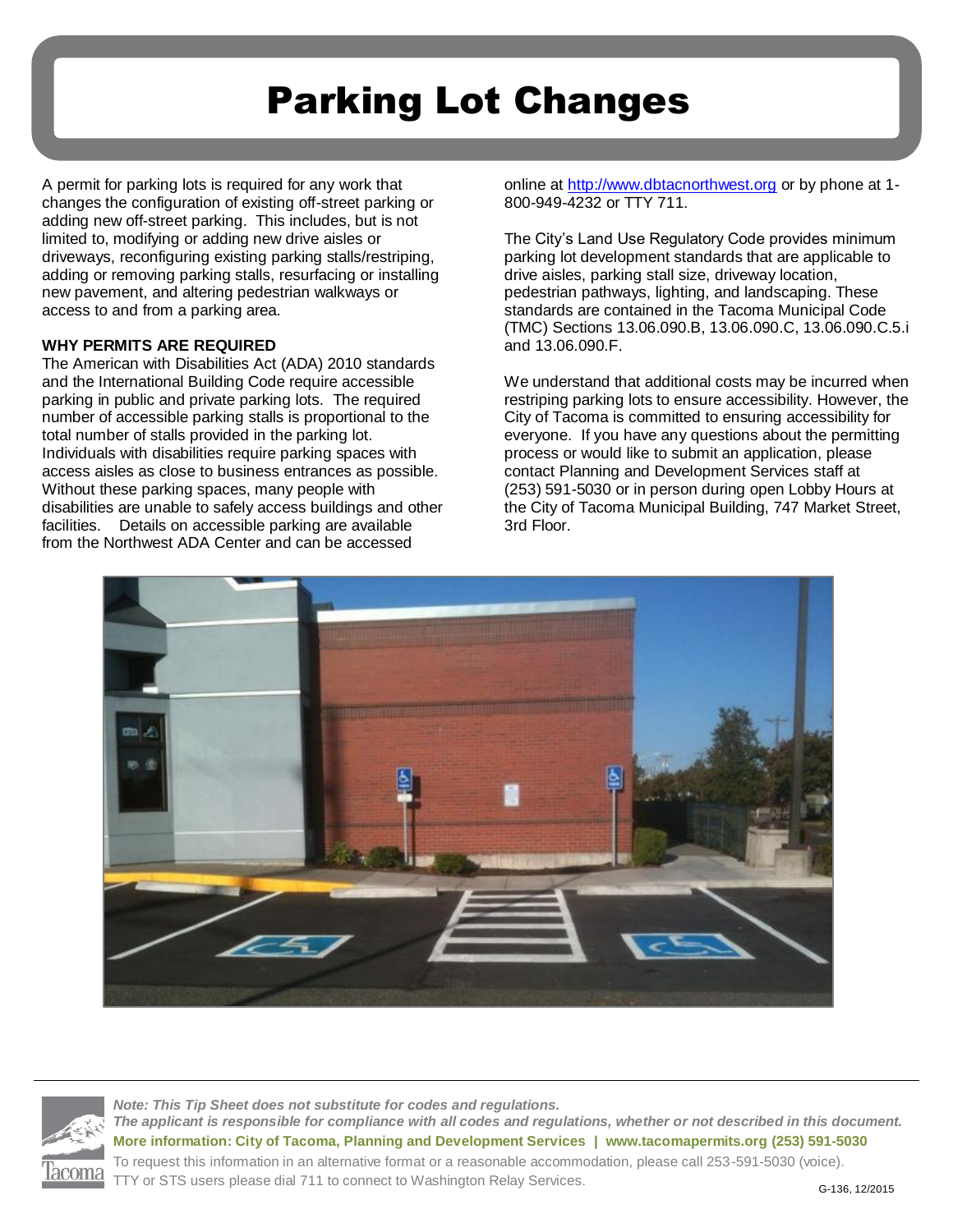# Parking Lot Changes

A permit for parking lots is required for any work that changes the configuration of existing off-street parking or adding new off-street parking. This includes, but is not limited to, modifying or adding new drive aisles or driveways, reconfiguring existing parking stalls/restriping, adding or removing parking stalls, resurfacing or installing new pavement, and altering pedestrian walkways or access to and from a parking area.

**WHY PERMITS ARE REQUIRED**

The American with Disabilities Act (ADA) 2010 standards and the International Building Code require accessible parking in public and private parking lots. The required number of accessible parking stalls is proportional to the total number of stalls provided in the parking lot. Individuals with disabilities require parking spaces with access aisles as close to business entrances as possible. Without these parking spaces, many people with disabilities are unable to safely access buildings and other facilities. Details on accessible parking are available from the Northwest ADA Center and can be accessed online at http://www.dbtacnorthwest.org or by phone at 1-800-949-4232 or TTY 711.

The City's Land Use Regulatory Code provides minimum parking lot development standards that are applicable to drive aisles, parking stall size, driveway location, pedestrian pathways, lighting, and landscaping. These standards are contained in the Tacoma Municipal Code (TMC) Sections 13.06.090.B, 13.06.090.C, 13.06.090.C.5.i and 13.06.090.F.

We understand that additional costs may be incurred when restriping parking lots to ensure accessibility. However, the City of Tacoma is committed to ensuring accessibility for everyone. If you have any questions about the permitting process or would like to submit an application, please contact Planning and Development Services staff at (253) 591-5030 or in person during open Lobby Hours at the City of Tacoma Municipal Building, 747 Market Street, 3rd Floor.

*Note: This Tip Sheet does not substitute for codes and regulations.*
***The applicant is responsible for compliance with all codes and regulations, whether or not described in this document.***
**More information: City of Tacoma, Planning and Development Services | www.tacomapermits.org (253) 591-5030**
To request this information in an alternative format or a reasonable accommodation, please call 253-591-5030 (voice). TTY or STS users please dial 711 to connect to Washington Relay Services.

G-136, 12/2015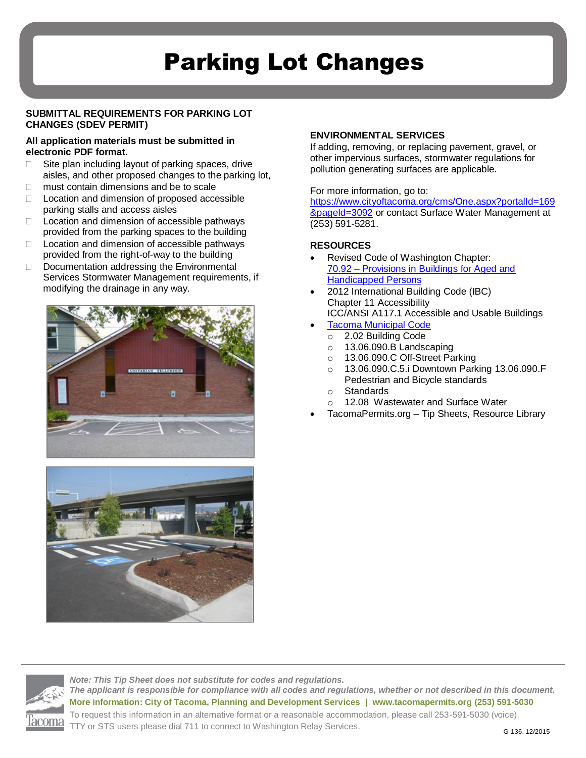# Parking Lot Changes

## SUBMITTAL REQUIREMENTS FOR PARKING LOT CHANGES (SDEV PERMIT)

**All application materials must be submitted in electronic PDF format.**

- Site plan including layout of parking spaces, drive aisles, and other proposed changes to the parking lot,
- must contain dimensions and be to scale
- Location and dimension of proposed accessible parking stalls and access aisles
- Location and dimension of accessible pathways provided from the parking spaces to the building
- Location and dimension of accessible pathways provided from the right-of-way to the building
- Documentation addressing the Environmental Services Stormwater Management requirements, if modifying the drainage in any way.

## ENVIRONMENTAL SERVICES

If adding, removing, or replacing pavement, gravel, or other impervious surfaces, stormwater regulations for pollution generating surfaces are applicable.

For more information, go to: https://www.cityoftacoma.org/cms/One.aspx?portalId=169&pageId=3092 or contact Surface Water Management at (253) 591-5281.

## RESOURCES

- Revised Code of Washington Chapter: 70.92 – Provisions in Buildings for Aged and Handicapped Persons
- 2012 International Building Code (IBC) Chapter 11 Accessibility ICC/ANSI A117.1 Accessible and Usable Buildings
- Tacoma Municipal Code
  - 2.02 Building Code
  - 13.06.090.B Landscaping
  - 13.06.090.C Off-Street Parking
  - 13.06.090.C.5.i Downtown Parking 13.06.090.F Pedestrian and Bicycle standards
  - Standards
  - 12.08 Wastewater and Surface Water
- TacomaPermits.org – Tip Sheets, Resource Library

*Note: This Tip Sheet does not substitute for codes and regulations.*
*The applicant is responsible for compliance with all codes and regulations, whether or not described in this document.*

**More information: City of Tacoma, Planning and Development Services | www.tacomapermits.org (253) 591-5030**

To request this information in an alternative format or a reasonable accommodation, please call 253-591-5030 (voice). TTY or STS users please dial 711 to connect to Washington Relay Services.

G-136, 12/2015